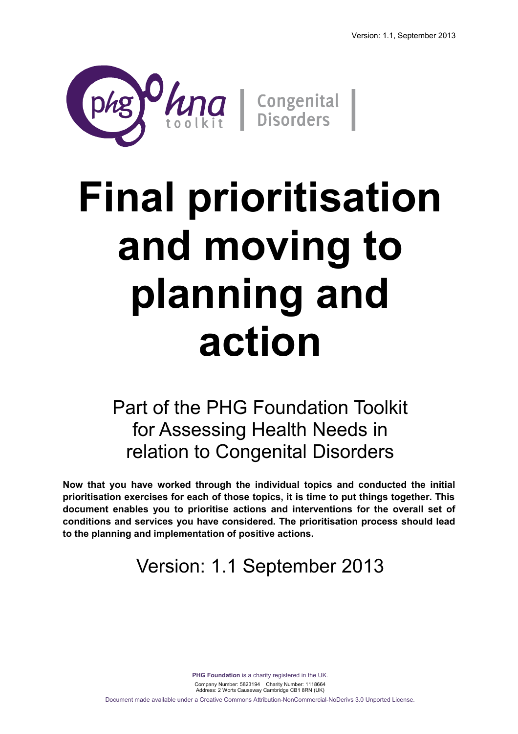Version: 1.1, September 2013

phg hna toolkit | Congenital Disorders

# Final prioritisation and moving to planning and action

Part of the PHG Foundation Toolkit for Assessing Health Needs in relation to Congenital Disorders

**Now that you have worked through the individual topics and conducted the initial prioritisation exercises for each of those topics, it is time to put things together. This document enables you to prioritise actions and interventions for the overall set of conditions and services you have considered. The prioritisation process should lead to the planning and implementation of positive actions.**

Version: 1.1 September 2013

**PHG Foundation** is a charity registered in the UK.
Company Number: 5823194 Charity Number: 1118664
Address: 2 Worts Causeway Cambridge CB1 8RN (UK)

Document made available under a Creative Commons Attribution-NonCommercial-NoDerivs 3.0 Unported License.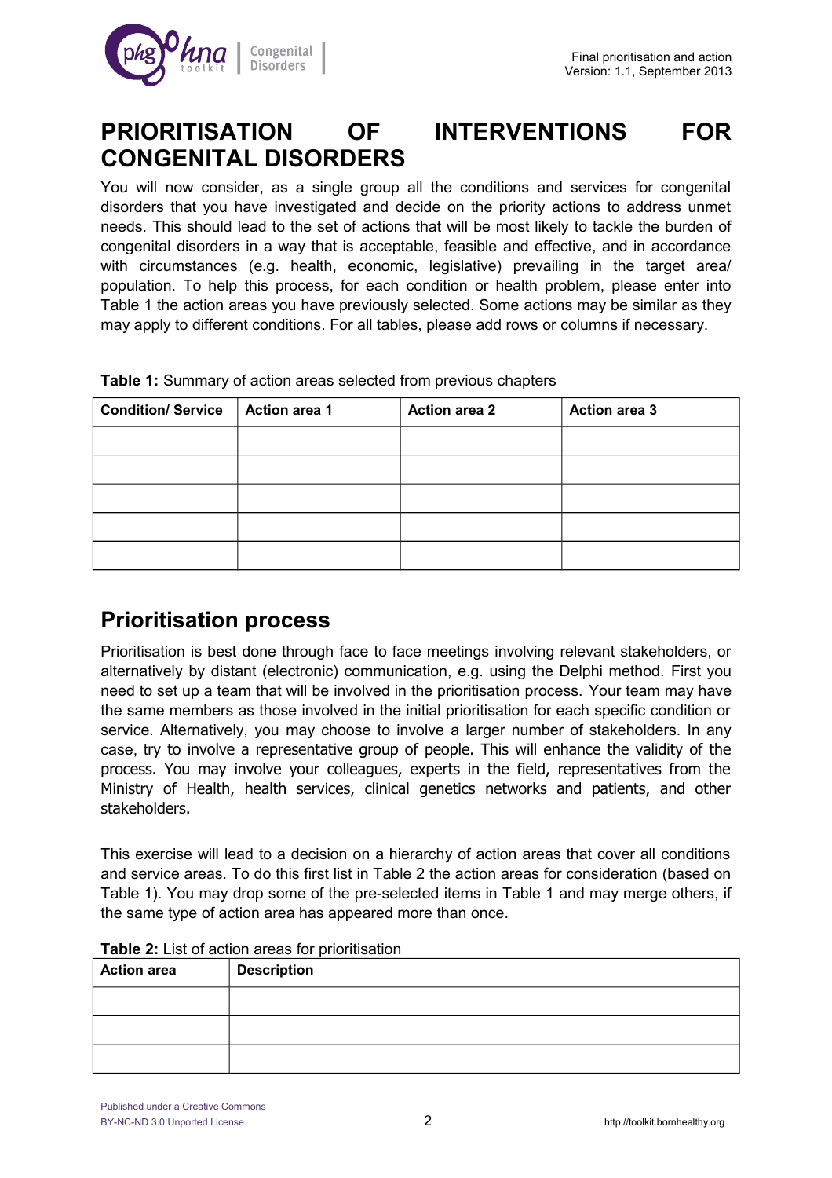# PRIORITISATION OF INTERVENTIONS FOR CONGENITAL DISORDERS

You will now consider, as a single group all the conditions and services for congenital disorders that you have investigated and decide on the priority actions to address unmet needs. This should lead to the set of actions that will be most likely to tackle the burden of congenital disorders in a way that is acceptable, feasible and effective, and in accordance with circumstances (e.g. health, economic, legislative) prevailing in the target area/ population. To help this process, for each condition or health problem, please enter into Table 1 the action areas you have previously selected. Some actions may be similar as they may apply to different conditions. For all tables, please add rows or columns if necessary.

**Table 1:** Summary of action areas selected from previous chapters

| Condition/ Service | Action area 1 | Action area 2 | Action area 3 |
|---|---|---|---|
| | | | |
| | | | |
| | | | |
| | | | |
| | | | |

## Prioritisation process

Prioritisation is best done through face to face meetings involving relevant stakeholders, or alternatively by distant (electronic) communication, e.g. using the Delphi method. First you need to set up a team that will be involved in the prioritisation process. Your team may have the same members as those involved in the initial prioritisation for each specific condition or service. Alternatively, you may choose to involve a larger number of stakeholders. In any case, try to involve a representative group of people. This will enhance the validity of the process. You may involve your colleagues, experts in the field, representatives from the Ministry of Health, health services, clinical genetics networks and patients, and other stakeholders.

This exercise will lead to a decision on a hierarchy of action areas that cover all conditions and service areas. To do this first list in Table 2 the action areas for consideration (based on Table 1). You may drop some of the pre-selected items in Table 1 and may merge others, if the same type of action area has appeared more than once.

**Table 2:** List of action areas for prioritisation

| Action area | Description |
|---|---|
| | |
| | |
| | |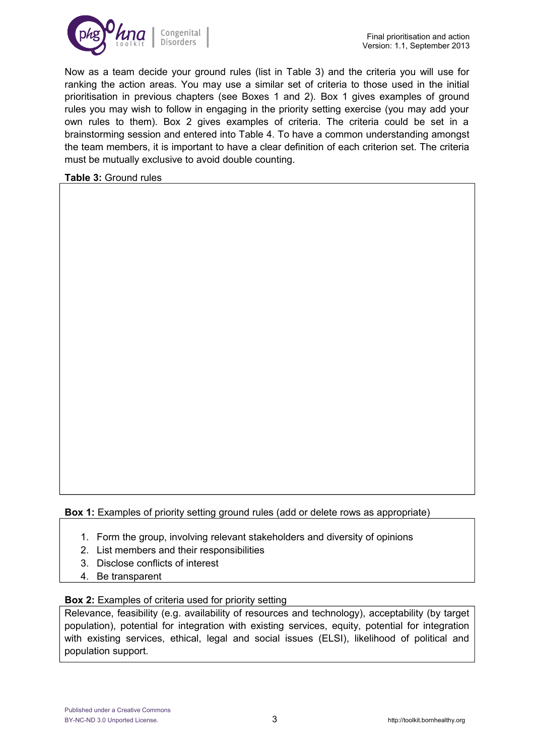Now as a team decide your ground rules (list in Table 3) and the criteria you will use for ranking the action areas. You may use a similar set of criteria to those used in the initial prioritisation in previous chapters (see Boxes 1 and 2). Box 1 gives examples of ground rules you may wish to follow in engaging in the priority setting exercise (you may add your own rules to them). Box 2 gives examples of criteria. The criteria could be set in a brainstorming session and entered into Table 4. To have a common understanding amongst the team members, it is important to have a clear definition of each criterion set. The criteria must be mutually exclusive to avoid double counting.

**Table 3:** Ground rules

| |
|---|
| |

**Box 1:** Examples of priority setting ground rules (add or delete rows as appropriate)

1. Form the group, involving relevant stakeholders and diversity of opinions
2. List members and their responsibilities
3. Disclose conflicts of interest
4. Be transparent

**Box 2:** Examples of criteria used for priority setting

Relevance, feasibility (e.g. availability of resources and technology), acceptability (by target population), potential for integration with existing services, equity, potential for integration with existing services, ethical, legal and social issues (ELSI), likelihood of political and population support.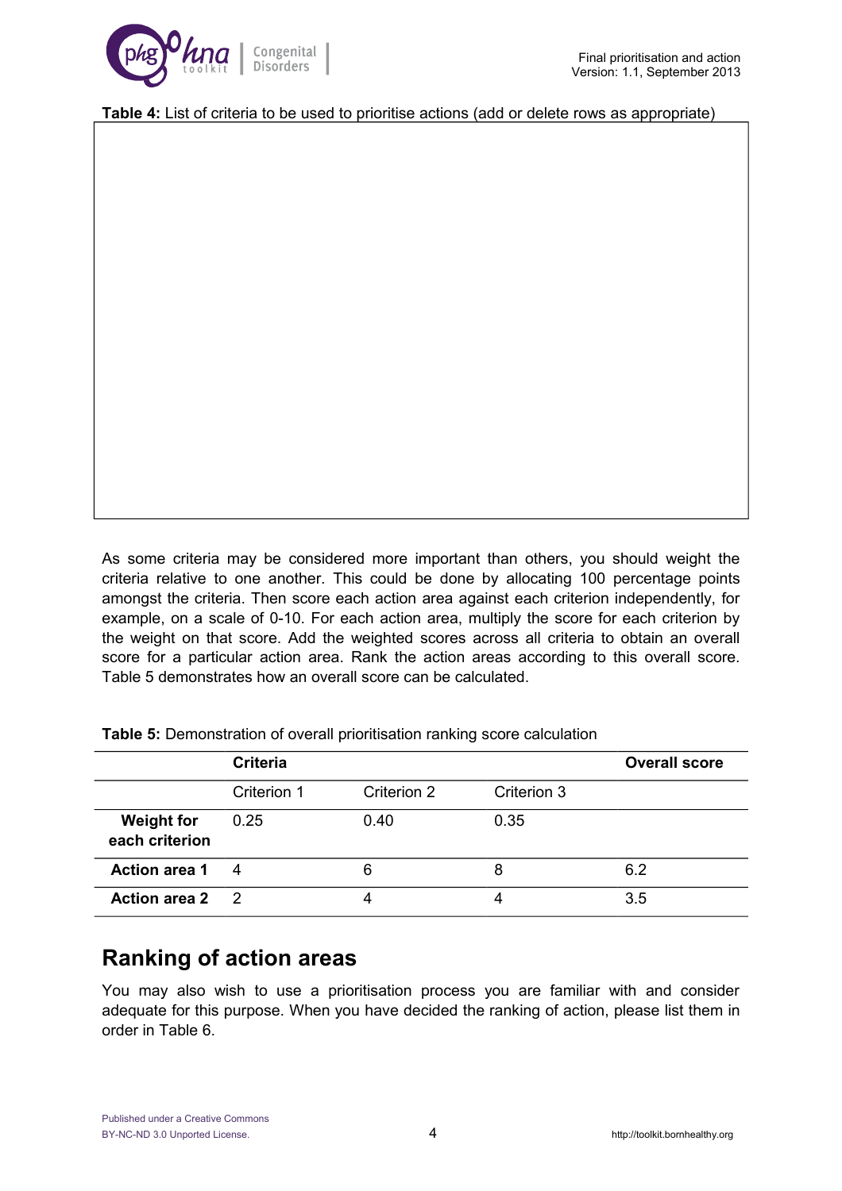**Table 4:** List of criteria to be used to prioritise actions (add or delete rows as appropriate)

As some criteria may be considered more important than others, you should weight the criteria relative to one another. This could be done by allocating 100 percentage points amongst the criteria. Then score each action area against each criterion independently, for example, on a scale of 0-10. For each action area, multiply the score for each criterion by the weight on that score. Add the weighted scores across all criteria to obtain an overall score for a particular action area. Rank the action areas according to this overall score. Table 5 demonstrates how an overall score can be calculated.

**Table 5:** Demonstration of overall prioritisation ranking score calculation

| | **Criteria** | | | **Overall score** |
|---|---|---|---|---|
| | Criterion 1 | Criterion 2 | Criterion 3 | |
| **Weight for each criterion** | 0.25 | 0.40 | 0.35 | |
| **Action area 1** | 4 | 6 | 8 | 6.2 |
| **Action area 2** | 2 | 4 | 4 | 3.5 |

## Ranking of action areas

You may also wish to use a prioritisation process you are familiar with and consider adequate for this purpose. When you have decided the ranking of action, please list them in order in Table 6.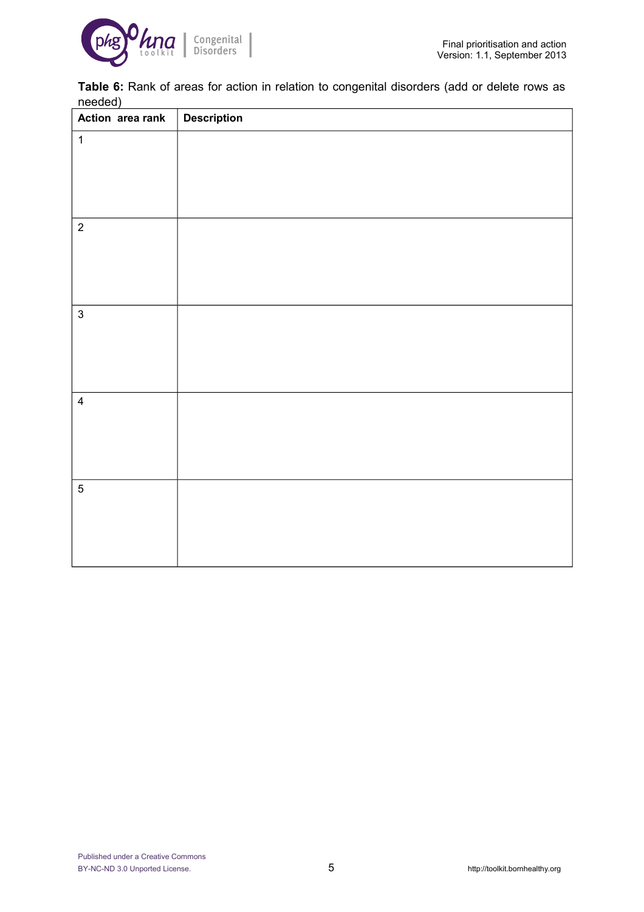**Table 6:** Rank of areas for action in relation to congenital disorders (add or delete rows as needed)

| Action area rank | Description |
|---|---|
| 1 | |
| 2 | |
| 3 | |
| 4 | |
| 5 | |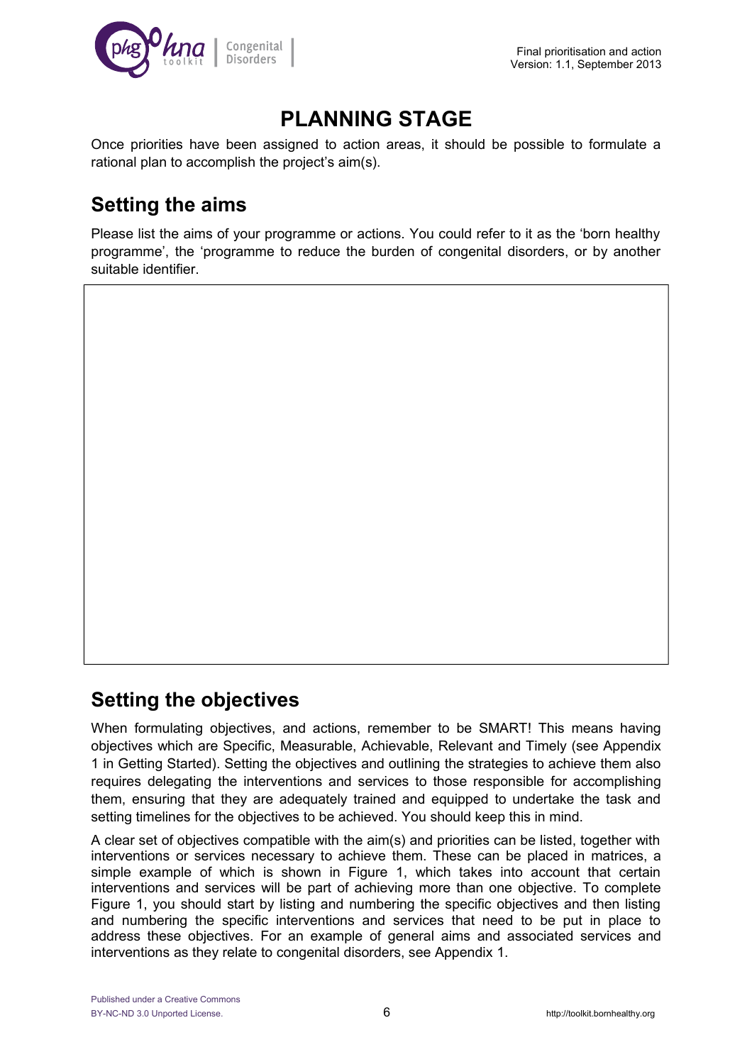# PLANNING STAGE

Once priorities have been assigned to action areas, it should be possible to formulate a rational plan to accomplish the project's aim(s).

## Setting the aims

Please list the aims of your programme or actions. You could refer to it as the 'born healthy programme', the 'programme to reduce the burden of congenital disorders, or by another suitable identifier.

## Setting the objectives

When formulating objectives, and actions, remember to be SMART! This means having objectives which are Specific, Measurable, Achievable, Relevant and Timely (see Appendix 1 in Getting Started). Setting the objectives and outlining the strategies to achieve them also requires delegating the interventions and services to those responsible for accomplishing them, ensuring that they are adequately trained and equipped to undertake the task and setting timelines for the objectives to be achieved. You should keep this in mind.

A clear set of objectives compatible with the aim(s) and priorities can be listed, together with interventions or services necessary to achieve them. These can be placed in matrices, a simple example of which is shown in Figure 1, which takes into account that certain interventions and services will be part of achieving more than one objective. To complete Figure 1, you should start by listing and numbering the specific objectives and then listing and numbering the specific interventions and services that need to be put in place to address these objectives. For an example of general aims and associated services and interventions as they relate to congenital disorders, see Appendix 1.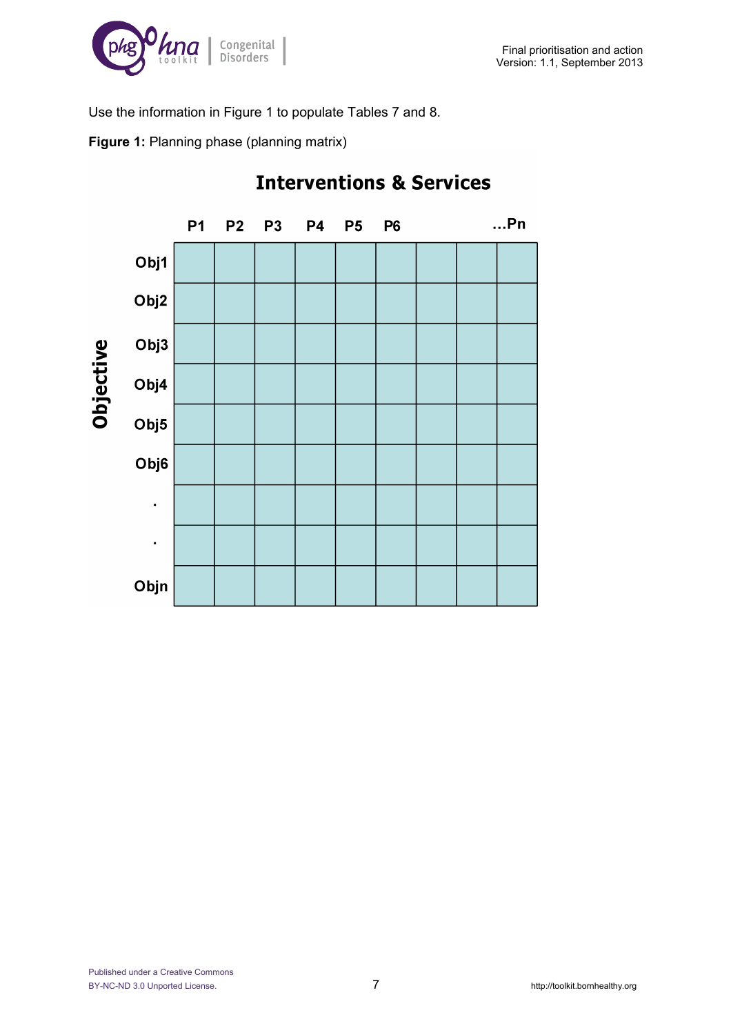Use the information in Figure 1 to populate Tables 7 and 8.

**Figure 1:** Planning phase (planning matrix)

| Objective | P1 | P2 | P3 | P4 | P5 | P6 | | | …Pn |
|---|---|---|---|---|---|---|---|---|---|
| Obj1 | | | | | | | | | |
| Obj2 | | | | | | | | | |
| Obj3 | | | | | | | | | |
| Obj4 | | | | | | | | | |
| Obj5 | | | | | | | | | |
| Obj6 | | | | | | | | | |
| . | | | | | | | | | |
| . | | | | | | | | | |
| Objn | | | | | | | | | |

Interventions & Services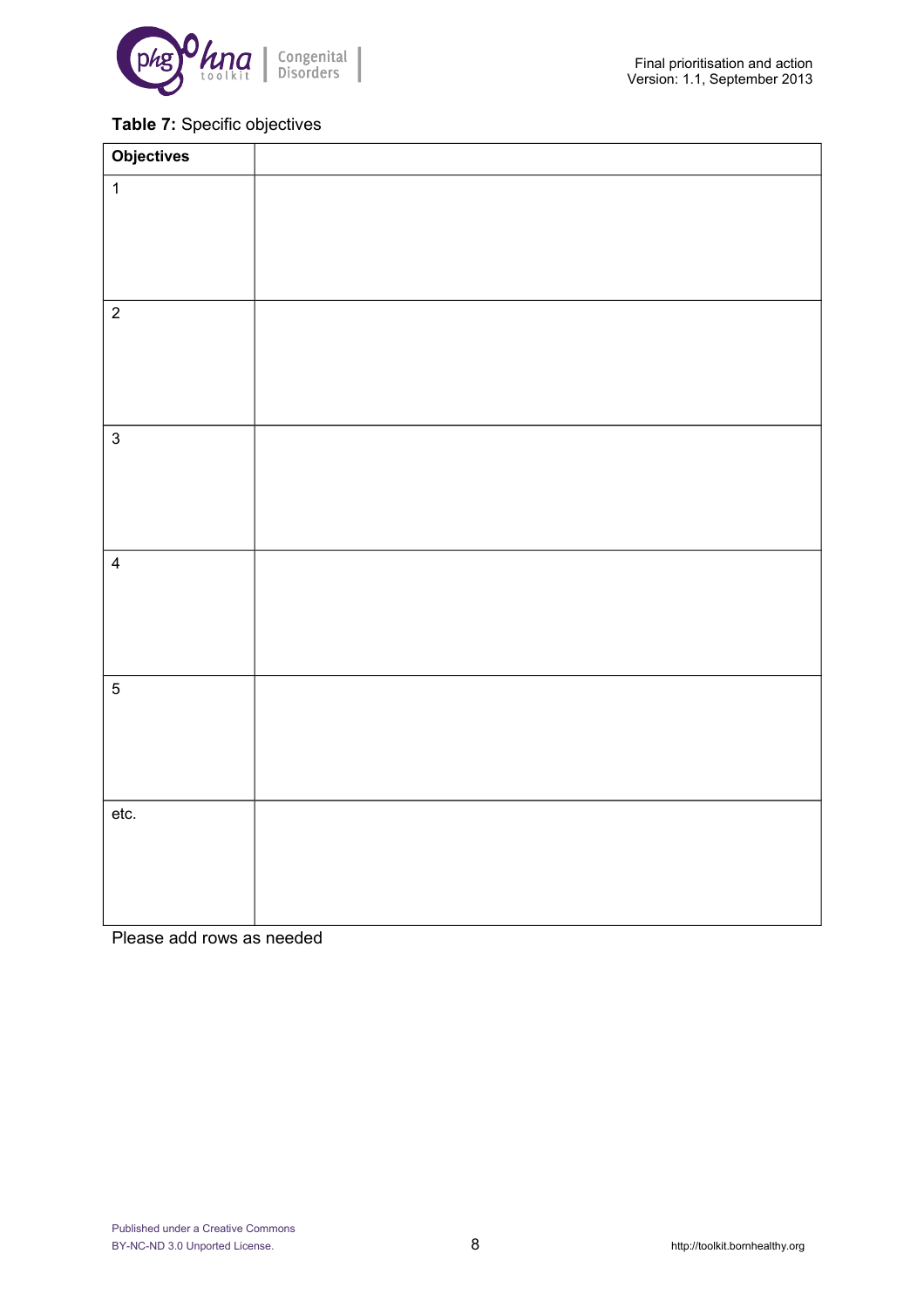**Table 7:** Specific objectives

| Objectives | |
|---|---|
| 1 | |
| 2 | |
| 3 | |
| 4 | |
| 5 | |
| etc. | |

Please add rows as needed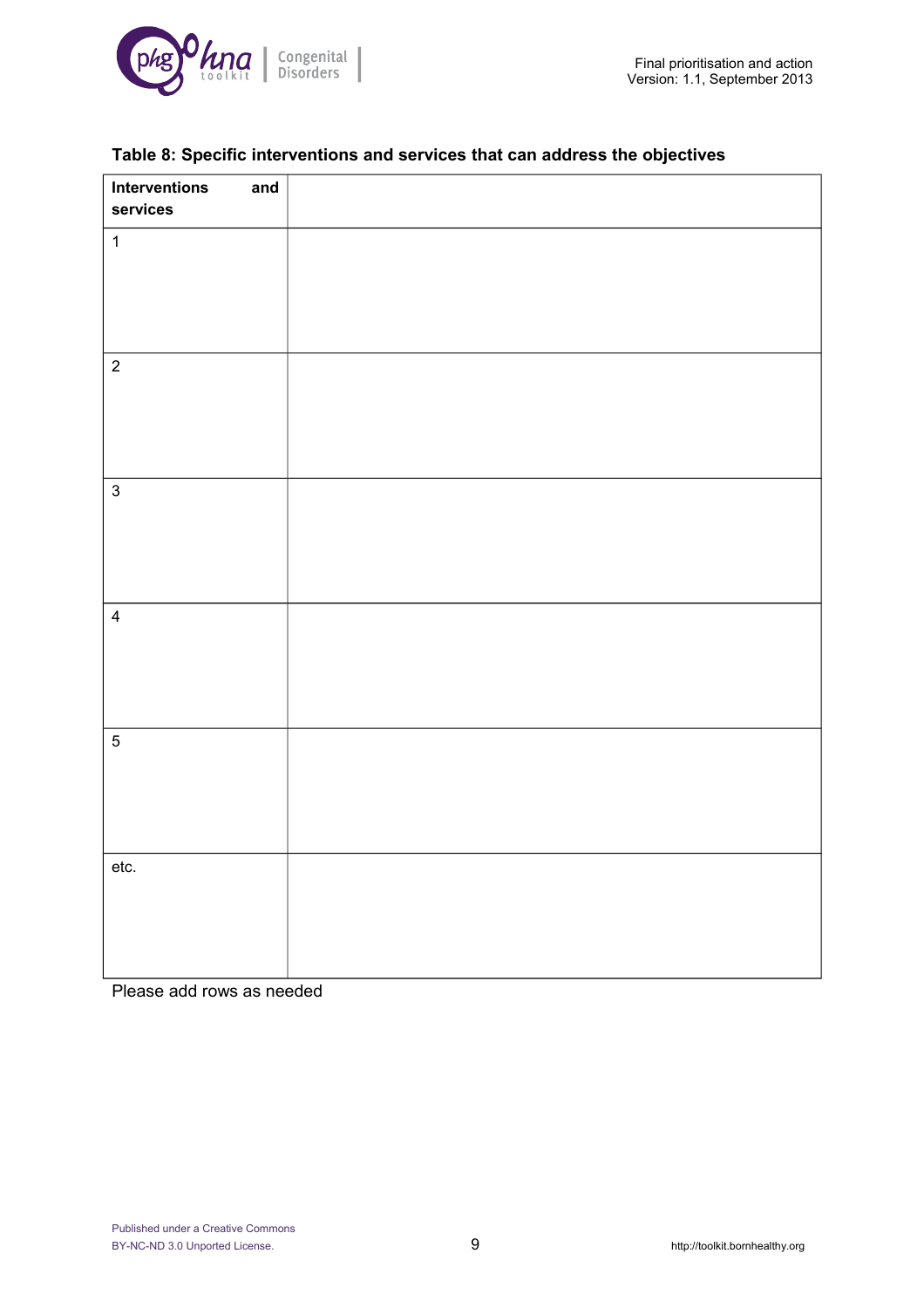**Table 8: Specific interventions and services that can address the objectives**

| Interventions and services | |
|---|---|
| 1 | |
| 2 | |
| 3 | |
| 4 | |
| 5 | |
| etc. | |

Please add rows as needed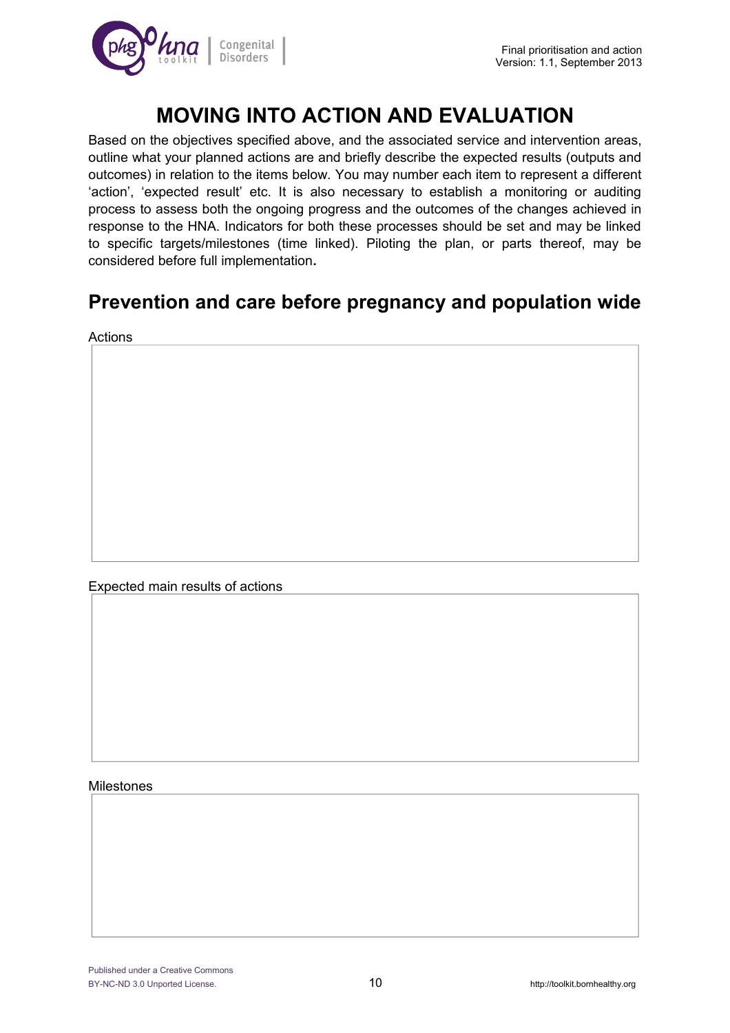# MOVING INTO ACTION AND EVALUATION

Based on the objectives specified above, and the associated service and intervention areas, outline what your planned actions are and briefly describe the expected results (outputs and outcomes) in relation to the items below. You may number each item to represent a different 'action', 'expected result' etc. It is also necessary to establish a monitoring or auditing process to assess both the ongoing progress and the outcomes of the changes achieved in response to the HNA. Indicators for both these processes should be set and may be linked to specific targets/milestones (time linked). Piloting the plan, or parts thereof, may be considered before full implementation**.**

## Prevention and care before pregnancy and population wide

Actions

Expected main results of actions

Milestones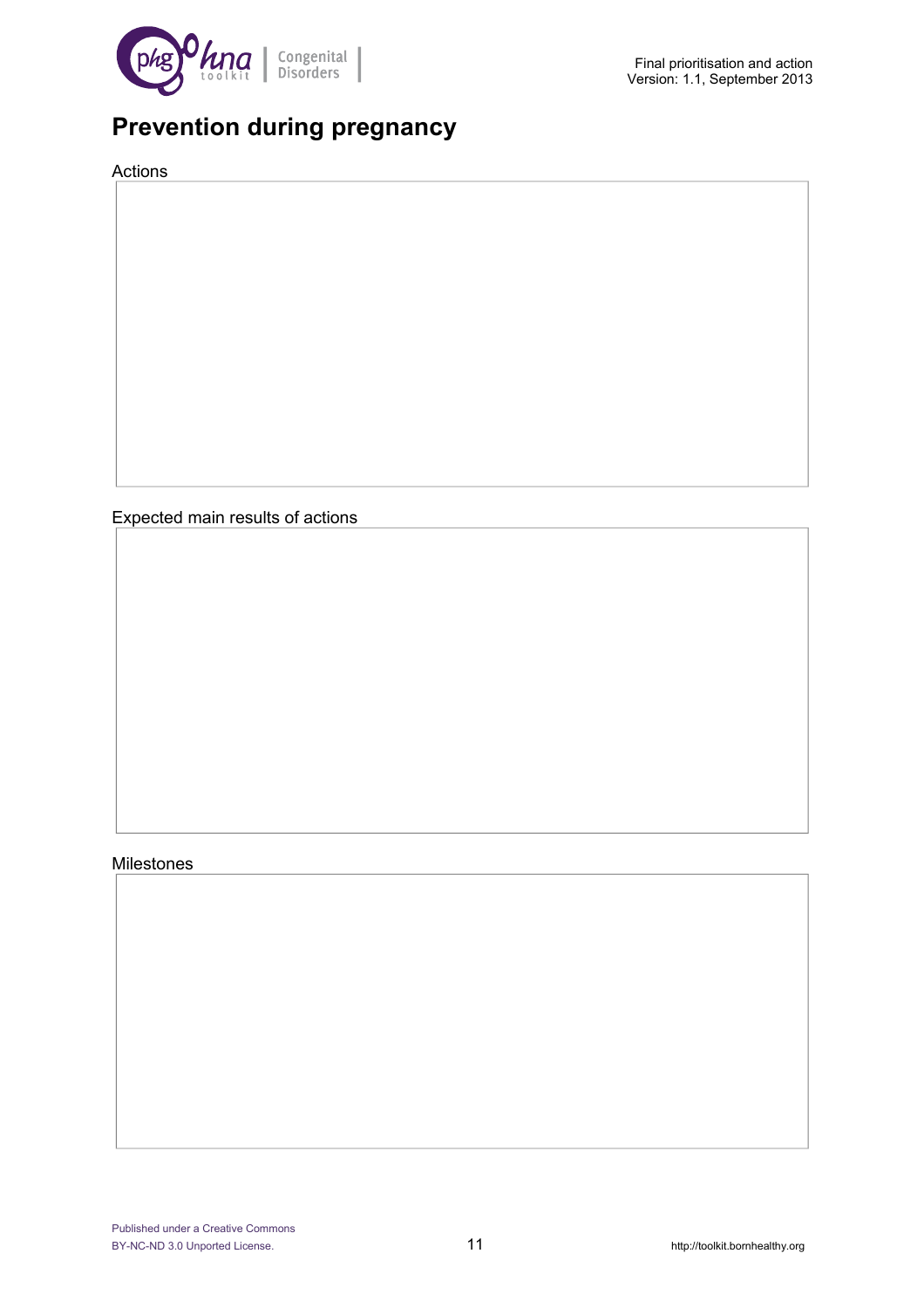# Prevention during pregnancy

Actions

Expected main results of actions

Milestones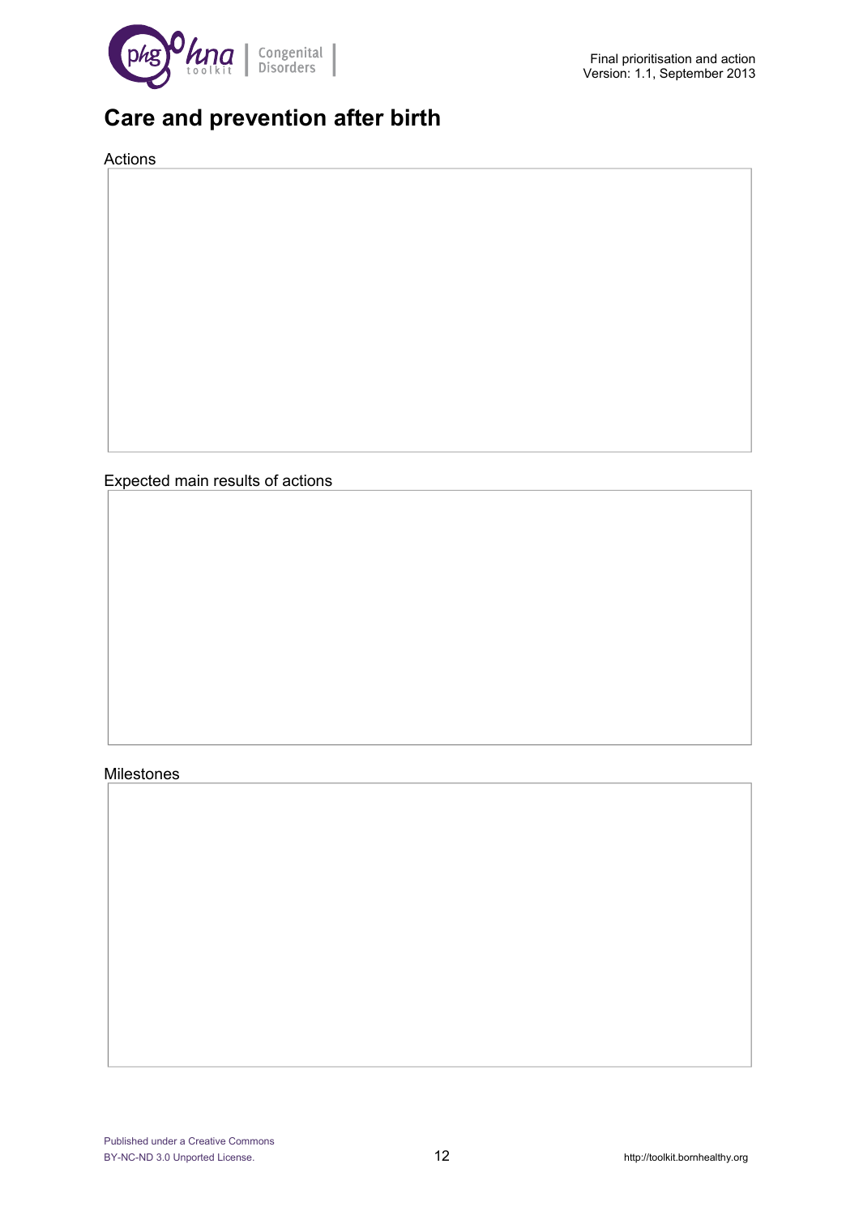# Care and prevention after birth

Actions

Expected main results of actions

Milestones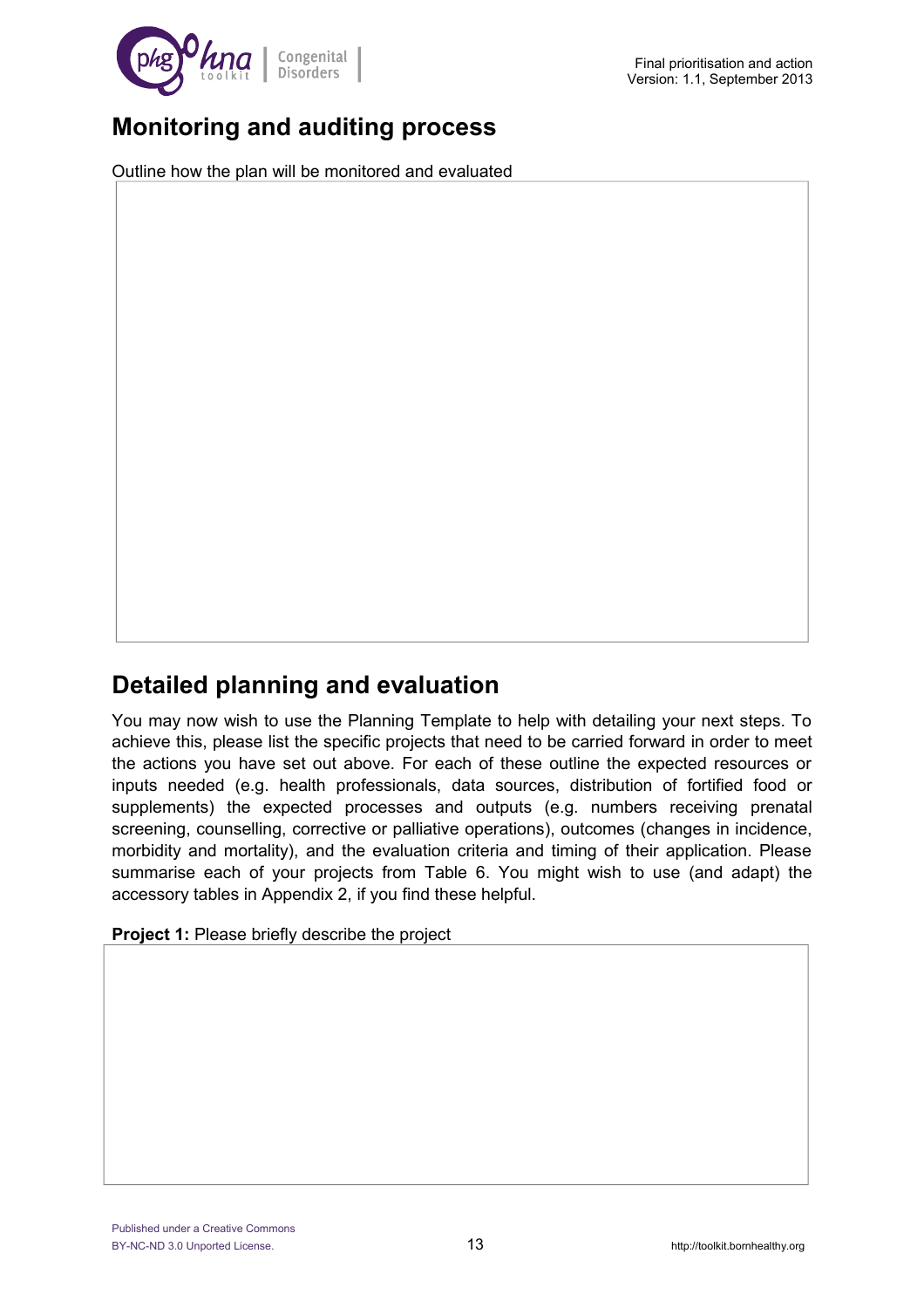## Monitoring and auditing process

Outline how the plan will be monitored and evaluated

## Detailed planning and evaluation

You may now wish to use the Planning Template to help with detailing your next steps. To achieve this, please list the specific projects that need to be carried forward in order to meet the actions you have set out above. For each of these outline the expected resources or inputs needed (e.g. health professionals, data sources, distribution of fortified food or supplements) the expected processes and outputs (e.g. numbers receiving prenatal screening, counselling, corrective or palliative operations), outcomes (changes in incidence, morbidity and mortality), and the evaluation criteria and timing of their application. Please summarise each of your projects from Table 6. You might wish to use (and adapt) the accessory tables in Appendix 2, if you find these helpful.

**Project 1:** Please briefly describe the project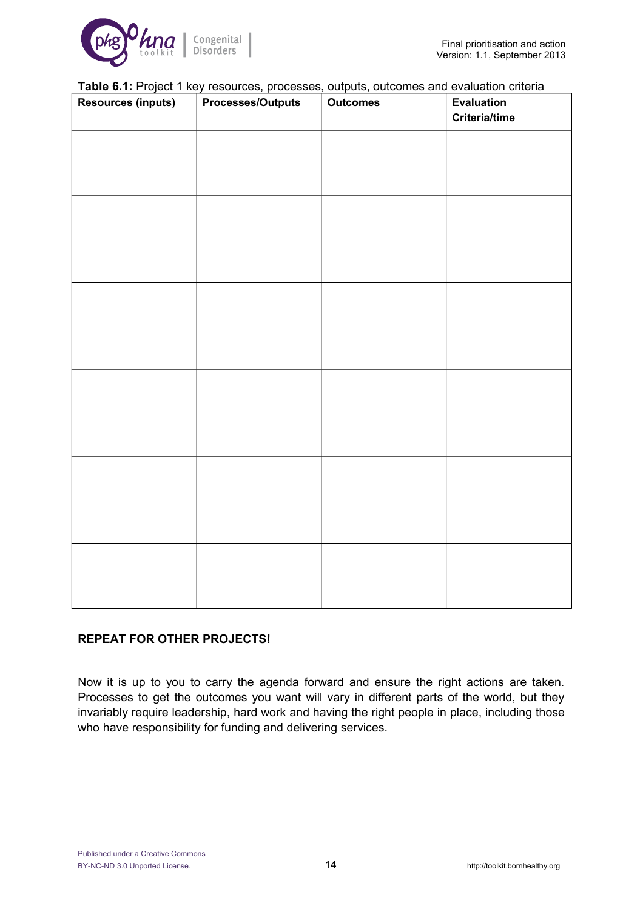**Table 6.1:** Project 1 key resources, processes, outputs, outcomes and evaluation criteria

| Resources (inputs) | Processes/Outputs | Outcomes | Evaluation Criteria/time |
|---|---|---|---|
| | | | |
| | | | |
| | | | |
| | | | |
| | | | |
| | | | |

**REPEAT FOR OTHER PROJECTS!**

Now it is up to you to carry the agenda forward and ensure the right actions are taken. Processes to get the outcomes you want will vary in different parts of the world, but they invariably require leadership, hard work and having the right people in place, including those who have responsibility for funding and delivering services.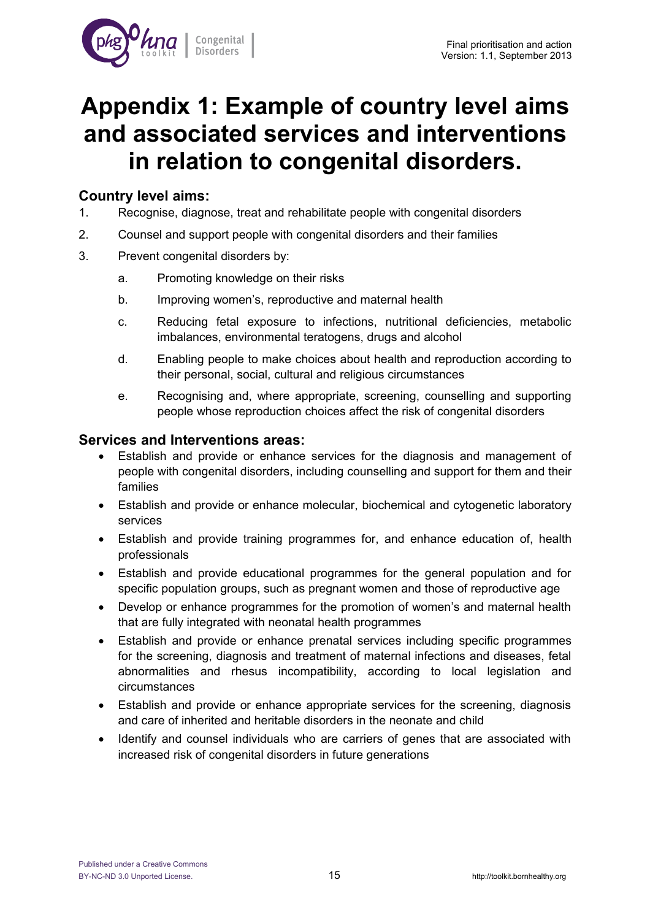# Appendix 1: Example of country level aims and associated services and interventions in relation to congenital disorders.

## Country level aims:

1. Recognise, diagnose, treat and rehabilitate people with congenital disorders
2. Counsel and support people with congenital disorders and their families
3. Prevent congenital disorders by:
    a. Promoting knowledge on their risks
    b. Improving women's, reproductive and maternal health
    c. Reducing fetal exposure to infections, nutritional deficiencies, metabolic imbalances, environmental teratogens, drugs and alcohol
    d. Enabling people to make choices about health and reproduction according to their personal, social, cultural and religious circumstances
    e. Recognising and, where appropriate, screening, counselling and supporting people whose reproduction choices affect the risk of congenital disorders

## Services and Interventions areas:

- Establish and provide or enhance services for the diagnosis and management of people with congenital disorders, including counselling and support for them and their families
- Establish and provide or enhance molecular, biochemical and cytogenetic laboratory services
- Establish and provide training programmes for, and enhance education of, health professionals
- Establish and provide educational programmes for the general population and for specific population groups, such as pregnant women and those of reproductive age
- Develop or enhance programmes for the promotion of women's and maternal health that are fully integrated with neonatal health programmes
- Establish and provide or enhance prenatal services including specific programmes for the screening, diagnosis and treatment of maternal infections and diseases, fetal abnormalities and rhesus incompatibility, according to local legislation and circumstances
- Establish and provide or enhance appropriate services for the screening, diagnosis and care of inherited and heritable disorders in the neonate and child
- Identify and counsel individuals who are carriers of genes that are associated with increased risk of congenital disorders in future generations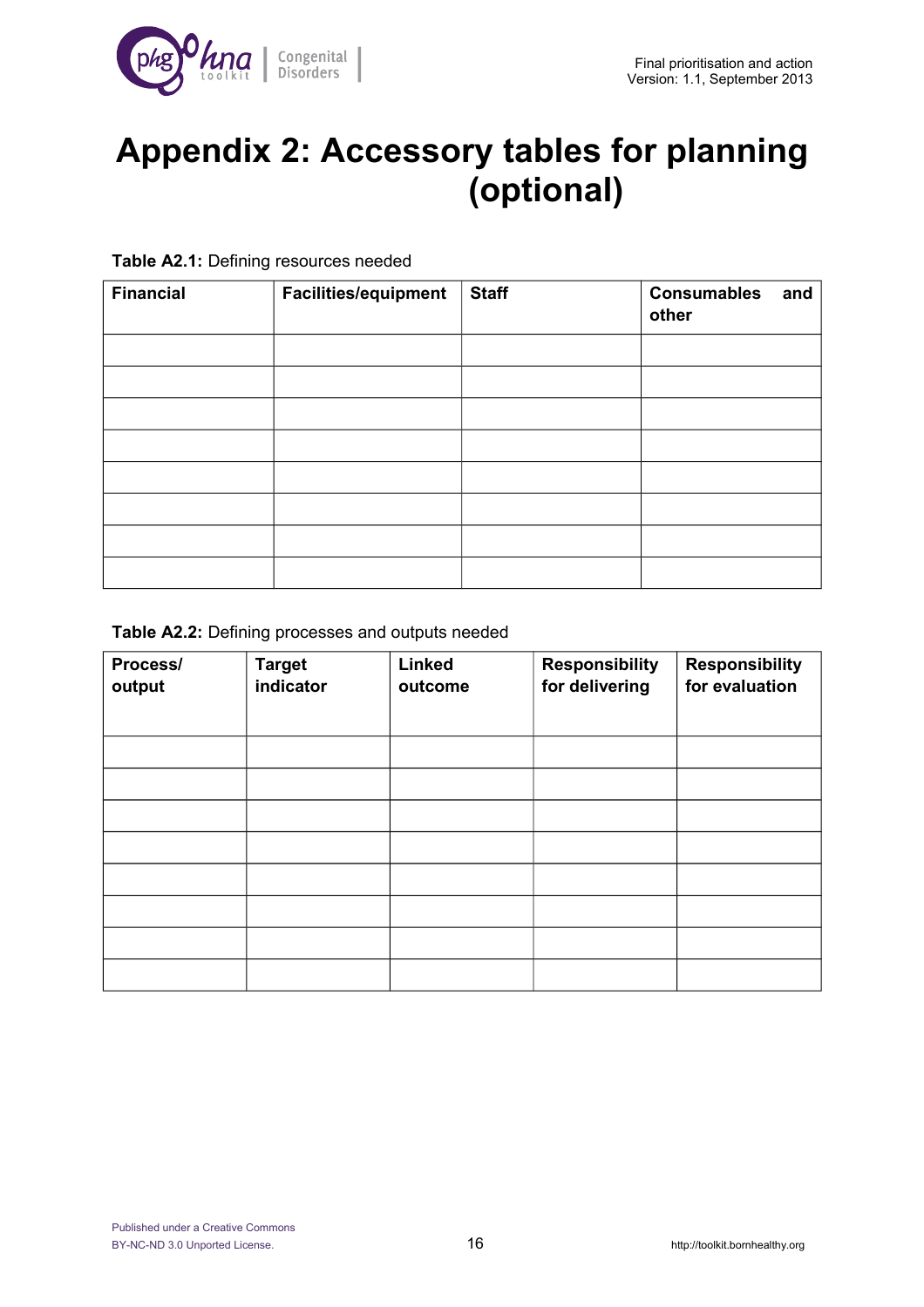# Appendix 2: Accessory tables for planning (optional)

**Table A2.1:** Defining resources needed

| Financial | Facilities/equipment | Staff | Consumables and other |
|---|---|---|---|
| | | | |
| | | | |
| | | | |
| | | | |
| | | | |
| | | | |
| | | | |
| | | | |

**Table A2.2:** Defining processes and outputs needed

| Process/ output | Target indicator | Linked outcome | Responsibility for delivering | Responsibility for evaluation |
|---|---|---|---|---|
| | | | | |
| | | | | |
| | | | | |
| | | | | |
| | | | | |
| | | | | |
| | | | | |
| | | | | |